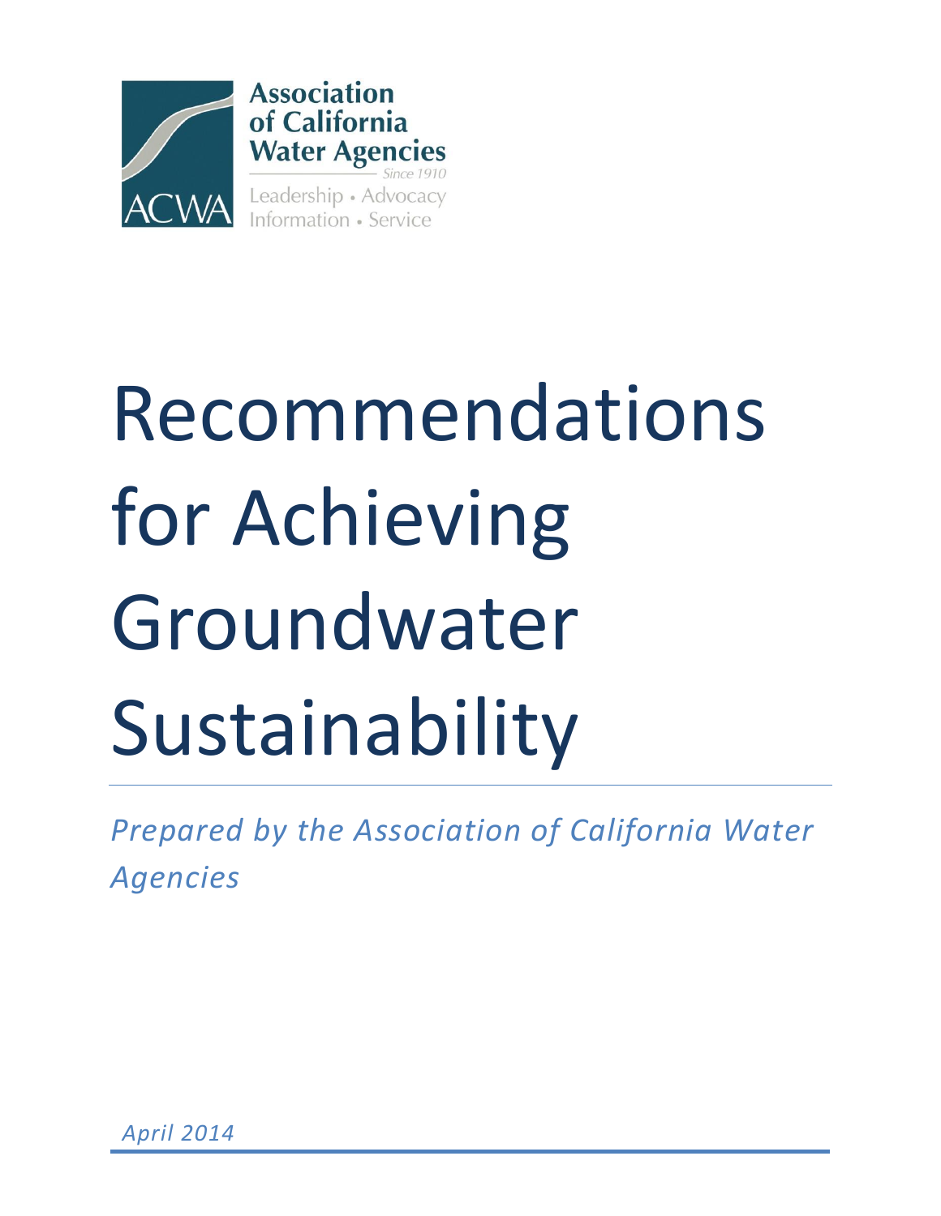Association of California Water Agencies

*Since 1910*

Leadership • Advocacy
Information • Service

ACWA

# Recommendations for Achieving Groundwater Sustainability

*Prepared by the Association of California Water Agencies*

*April 2014*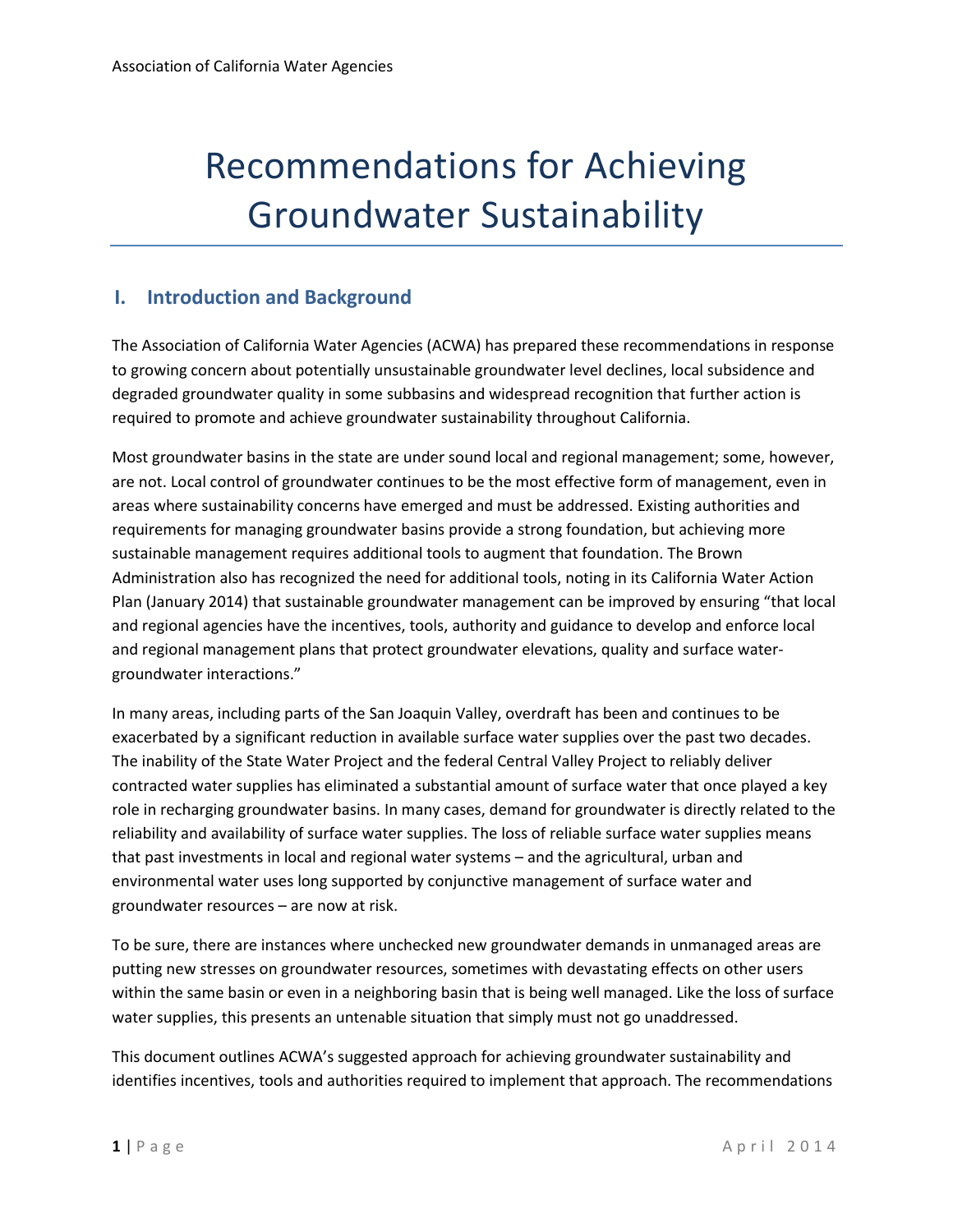# Recommendations for Achieving Groundwater Sustainability

## I. Introduction and Background

The Association of California Water Agencies (ACWA) has prepared these recommendations in response to growing concern about potentially unsustainable groundwater level declines, local subsidence and degraded groundwater quality in some subbasins and widespread recognition that further action is required to promote and achieve groundwater sustainability throughout California.

Most groundwater basins in the state are under sound local and regional management; some, however, are not. Local control of groundwater continues to be the most effective form of management, even in areas where sustainability concerns have emerged and must be addressed. Existing authorities and requirements for managing groundwater basins provide a strong foundation, but achieving more sustainable management requires additional tools to augment that foundation. The Brown Administration also has recognized the need for additional tools, noting in its California Water Action Plan (January 2014) that sustainable groundwater management can be improved by ensuring "that local and regional agencies have the incentives, tools, authority and guidance to develop and enforce local and regional management plans that protect groundwater elevations, quality and surface water-groundwater interactions."

In many areas, including parts of the San Joaquin Valley, overdraft has been and continues to be exacerbated by a significant reduction in available surface water supplies over the past two decades. The inability of the State Water Project and the federal Central Valley Project to reliably deliver contracted water supplies has eliminated a substantial amount of surface water that once played a key role in recharging groundwater basins. In many cases, demand for groundwater is directly related to the reliability and availability of surface water supplies. The loss of reliable surface water supplies means that past investments in local and regional water systems – and the agricultural, urban and environmental water uses long supported by conjunctive management of surface water and groundwater resources – are now at risk.

To be sure, there are instances where unchecked new groundwater demands in unmanaged areas are putting new stresses on groundwater resources, sometimes with devastating effects on other users within the same basin or even in a neighboring basin that is being well managed. Like the loss of surface water supplies, this presents an untenable situation that simply must not go unaddressed.

This document outlines ACWA's suggested approach for achieving groundwater sustainability and identifies incentives, tools and authorities required to implement that approach. The recommendations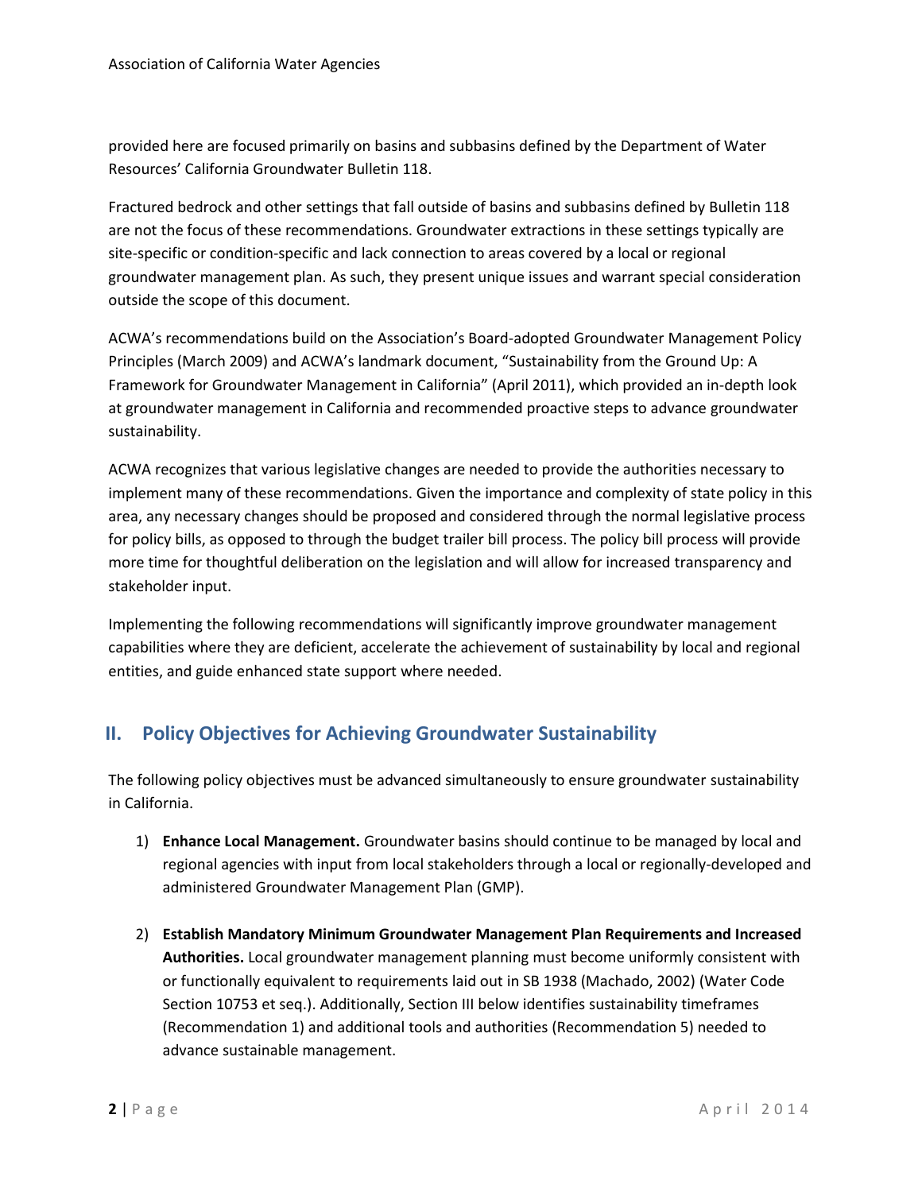provided here are focused primarily on basins and subbasins defined by the Department of Water Resources' California Groundwater Bulletin 118.

Fractured bedrock and other settings that fall outside of basins and subbasins defined by Bulletin 118 are not the focus of these recommendations. Groundwater extractions in these settings typically are site-specific or condition-specific and lack connection to areas covered by a local or regional groundwater management plan. As such, they present unique issues and warrant special consideration outside the scope of this document.

ACWA's recommendations build on the Association's Board-adopted Groundwater Management Policy Principles (March 2009) and ACWA's landmark document, "Sustainability from the Ground Up: A Framework for Groundwater Management in California" (April 2011), which provided an in-depth look at groundwater management in California and recommended proactive steps to advance groundwater sustainability.

ACWA recognizes that various legislative changes are needed to provide the authorities necessary to implement many of these recommendations. Given the importance and complexity of state policy in this area, any necessary changes should be proposed and considered through the normal legislative process for policy bills, as opposed to through the budget trailer bill process. The policy bill process will provide more time for thoughtful deliberation on the legislation and will allow for increased transparency and stakeholder input.

Implementing the following recommendations will significantly improve groundwater management capabilities where they are deficient, accelerate the achievement of sustainability by local and regional entities, and guide enhanced state support where needed.

## II. Policy Objectives for Achieving Groundwater Sustainability

The following policy objectives must be advanced simultaneously to ensure groundwater sustainability in California.

1) **Enhance Local Management.** Groundwater basins should continue to be managed by local and regional agencies with input from local stakeholders through a local or regionally-developed and administered Groundwater Management Plan (GMP).

2) **Establish Mandatory Minimum Groundwater Management Plan Requirements and Increased Authorities.** Local groundwater management planning must become uniformly consistent with or functionally equivalent to requirements laid out in SB 1938 (Machado, 2002) (Water Code Section 10753 et seq.). Additionally, Section III below identifies sustainability timeframes (Recommendation 1) and additional tools and authorities (Recommendation 5) needed to advance sustainable management.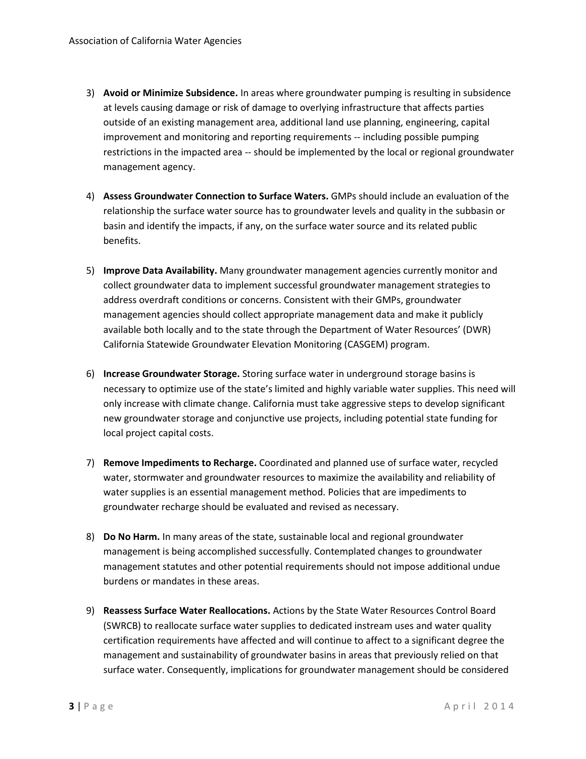3) **Avoid or Minimize Subsidence.** In areas where groundwater pumping is resulting in subsidence at levels causing damage or risk of damage to overlying infrastructure that affects parties outside of an existing management area, additional land use planning, engineering, capital improvement and monitoring and reporting requirements -- including possible pumping restrictions in the impacted area -- should be implemented by the local or regional groundwater management agency.

4) **Assess Groundwater Connection to Surface Waters.** GMPs should include an evaluation of the relationship the surface water source has to groundwater levels and quality in the subbasin or basin and identify the impacts, if any, on the surface water source and its related public benefits.

5) **Improve Data Availability.** Many groundwater management agencies currently monitor and collect groundwater data to implement successful groundwater management strategies to address overdraft conditions or concerns. Consistent with their GMPs, groundwater management agencies should collect appropriate management data and make it publicly available both locally and to the state through the Department of Water Resources' (DWR) California Statewide Groundwater Elevation Monitoring (CASGEM) program.

6) **Increase Groundwater Storage.** Storing surface water in underground storage basins is necessary to optimize use of the state's limited and highly variable water supplies. This need will only increase with climate change. California must take aggressive steps to develop significant new groundwater storage and conjunctive use projects, including potential state funding for local project capital costs.

7) **Remove Impediments to Recharge.** Coordinated and planned use of surface water, recycled water, stormwater and groundwater resources to maximize the availability and reliability of water supplies is an essential management method. Policies that are impediments to groundwater recharge should be evaluated and revised as necessary.

8) **Do No Harm.** In many areas of the state, sustainable local and regional groundwater management is being accomplished successfully. Contemplated changes to groundwater management statutes and other potential requirements should not impose additional undue burdens or mandates in these areas.

9) **Reassess Surface Water Reallocations.** Actions by the State Water Resources Control Board (SWRCB) to reallocate surface water supplies to dedicated instream uses and water quality certification requirements have affected and will continue to affect to a significant degree the management and sustainability of groundwater basins in areas that previously relied on that surface water. Consequently, implications for groundwater management should be considered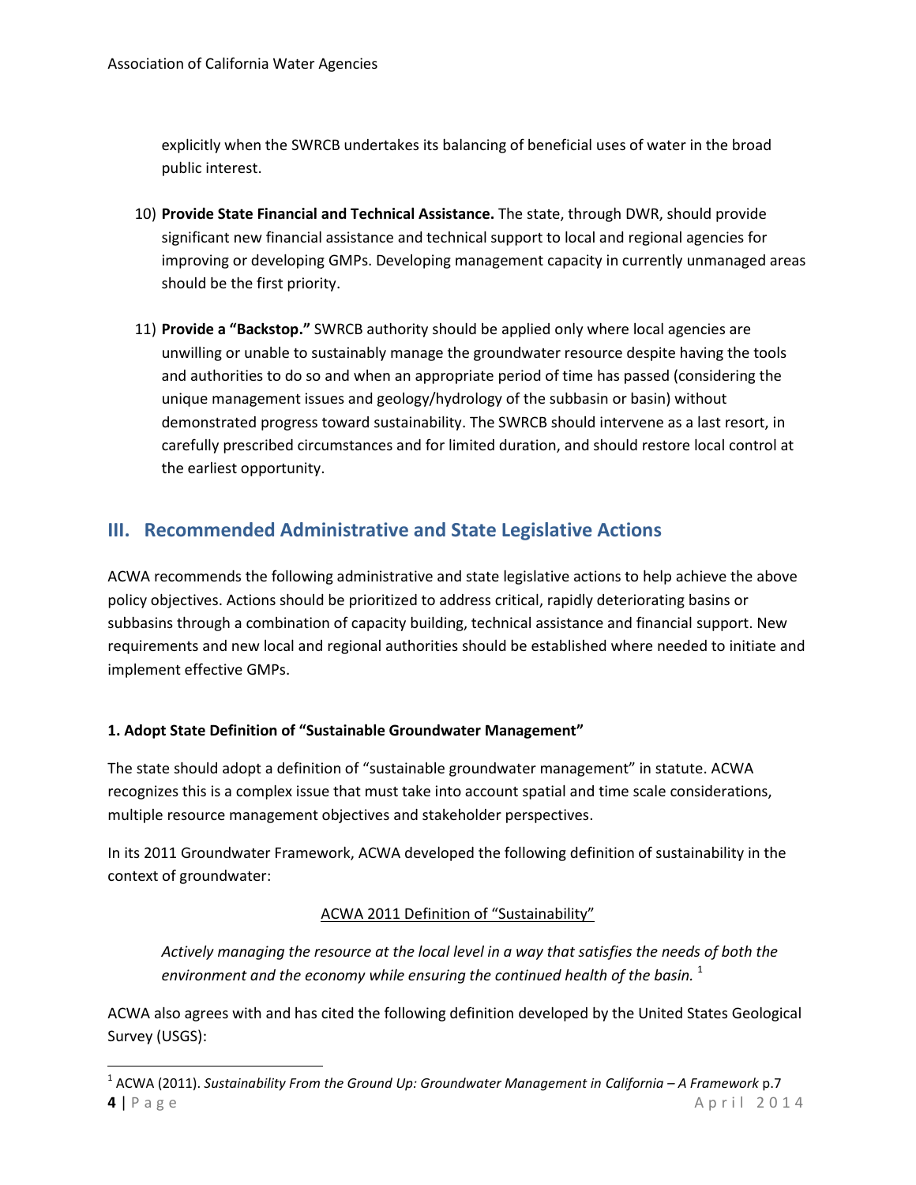explicitly when the SWRCB undertakes its balancing of beneficial uses of water in the broad public interest.

10) **Provide State Financial and Technical Assistance.** The state, through DWR, should provide significant new financial assistance and technical support to local and regional agencies for improving or developing GMPs. Developing management capacity in currently unmanaged areas should be the first priority.

11) **Provide a "Backstop."** SWRCB authority should be applied only where local agencies are unwilling or unable to sustainably manage the groundwater resource despite having the tools and authorities to do so and when an appropriate period of time has passed (considering the unique management issues and geology/hydrology of the subbasin or basin) without demonstrated progress toward sustainability. The SWRCB should intervene as a last resort, in carefully prescribed circumstances and for limited duration, and should restore local control at the earliest opportunity.

## III. Recommended Administrative and State Legislative Actions

ACWA recommends the following administrative and state legislative actions to help achieve the above policy objectives. Actions should be prioritized to address critical, rapidly deteriorating basins or subbasins through a combination of capacity building, technical assistance and financial support. New requirements and new local and regional authorities should be established where needed to initiate and implement effective GMPs.

### 1. Adopt State Definition of "Sustainable Groundwater Management"

The state should adopt a definition of "sustainable groundwater management" in statute. ACWA recognizes this is a complex issue that must take into account spatial and time scale considerations, multiple resource management objectives and stakeholder perspectives.

In its 2011 Groundwater Framework, ACWA developed the following definition of sustainability in the context of groundwater:

<u>ACWA 2011 Definition of "Sustainability"</u>

*Actively managing the resource at the local level in a way that satisfies the needs of both the environment and the economy while ensuring the continued health of the basin.* [1]

ACWA also agrees with and has cited the following definition developed by the United States Geological Survey (USGS):

[1] ACWA (2011). *Sustainability From the Ground Up: Groundwater Management in California – A Framework* p.7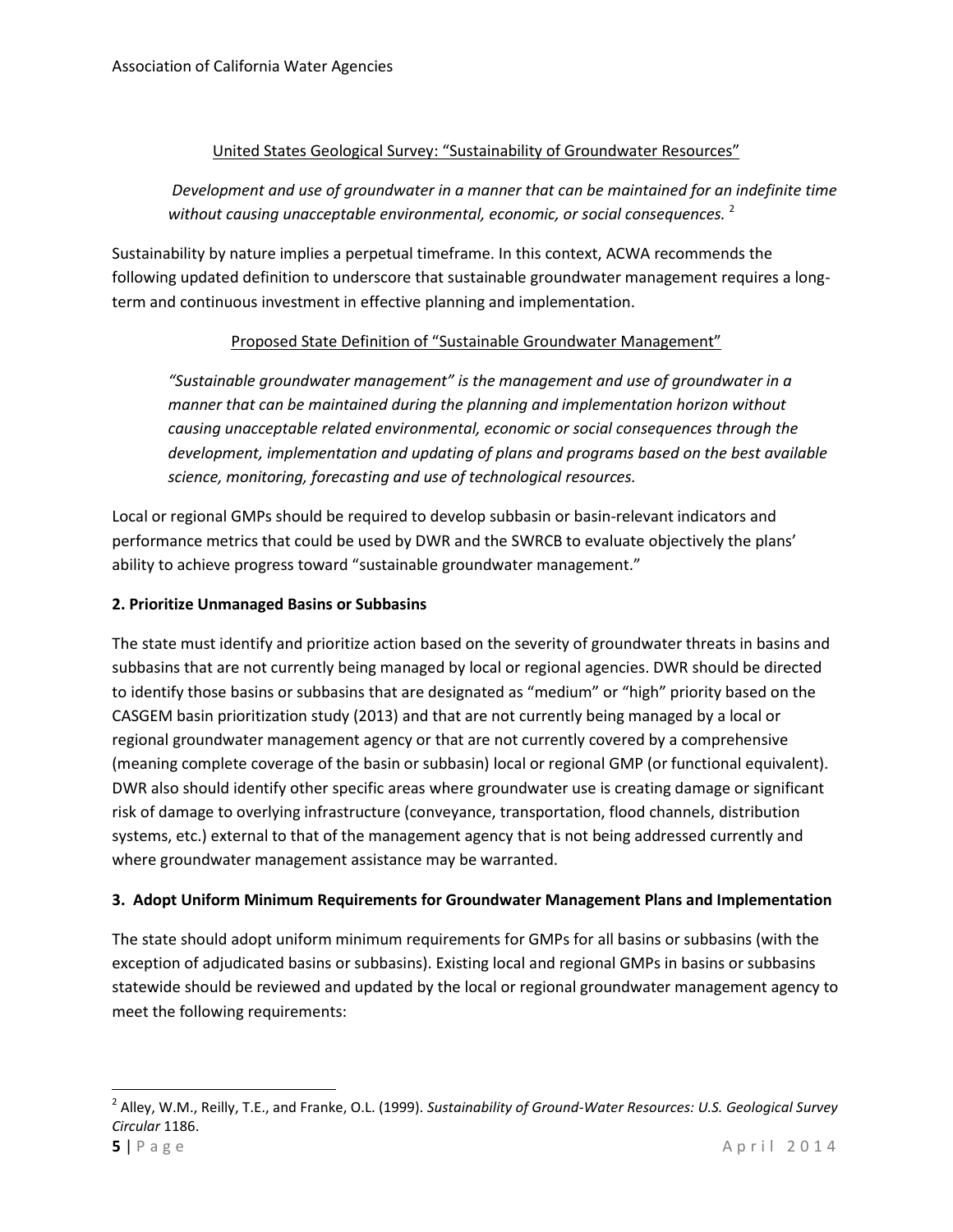<u>United States Geological Survey: "Sustainability of Groundwater Resources"</u>

> *Development and use of groundwater in a manner that can be maintained for an indefinite time without causing unacceptable environmental, economic, or social consequences.* [2]

Sustainability by nature implies a perpetual timeframe. In this context, ACWA recommends the following updated definition to underscore that sustainable groundwater management requires a long-term and continuous investment in effective planning and implementation.

<u>Proposed State Definition of "Sustainable Groundwater Management"</u>

> *"Sustainable groundwater management" is the management and use of groundwater in a manner that can be maintained during the planning and implementation horizon without causing unacceptable related environmental, economic or social consequences through the development, implementation and updating of plans and programs based on the best available science, monitoring, forecasting and use of technological resources.*

Local or regional GMPs should be required to develop subbasin or basin-relevant indicators and performance metrics that could be used by DWR and the SWRCB to evaluate objectively the plans' ability to achieve progress toward "sustainable groundwater management."

**2. Prioritize Unmanaged Basins or Subbasins**

The state must identify and prioritize action based on the severity of groundwater threats in basins and subbasins that are not currently being managed by local or regional agencies. DWR should be directed to identify those basins or subbasins that are designated as "medium" or "high" priority based on the CASGEM basin prioritization study (2013) and that are not currently being managed by a local or regional groundwater management agency or that are not currently covered by a comprehensive (meaning complete coverage of the basin or subbasin) local or regional GMP (or functional equivalent). DWR also should identify other specific areas where groundwater use is creating damage or significant risk of damage to overlying infrastructure (conveyance, transportation, flood channels, distribution systems, etc.) external to that of the management agency that is not being addressed currently and where groundwater management assistance may be warranted.

**3. Adopt Uniform Minimum Requirements for Groundwater Management Plans and Implementation**

The state should adopt uniform minimum requirements for GMPs for all basins or subbasins (with the exception of adjudicated basins or subbasins). Existing local and regional GMPs in basins or subbasins statewide should be reviewed and updated by the local or regional groundwater management agency to meet the following requirements:

---

[2] Alley, W.M., Reilly, T.E., and Franke, O.L. (1999). *Sustainability of Ground-Water Resources: U.S. Geological Survey Circular* 1186.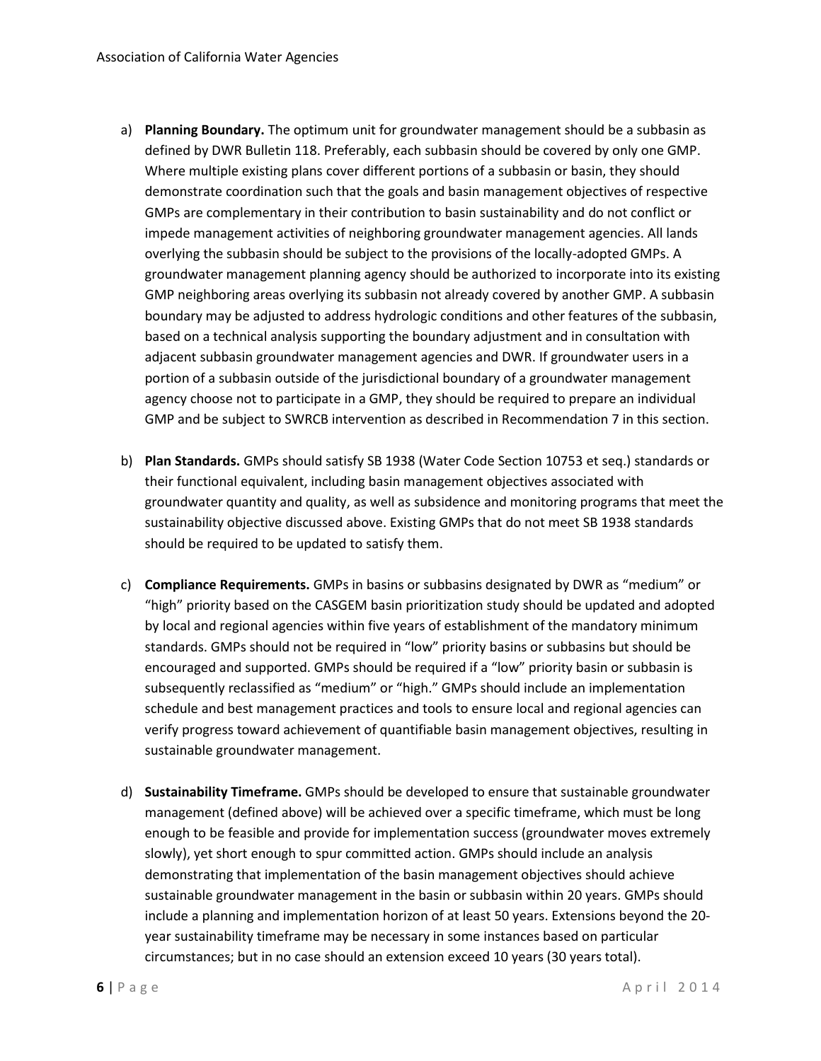a) **Planning Boundary.** The optimum unit for groundwater management should be a subbasin as defined by DWR Bulletin 118. Preferably, each subbasin should be covered by only one GMP. Where multiple existing plans cover different portions of a subbasin or basin, they should demonstrate coordination such that the goals and basin management objectives of respective GMPs are complementary in their contribution to basin sustainability and do not conflict or impede management activities of neighboring groundwater management agencies. All lands overlying the subbasin should be subject to the provisions of the locally-adopted GMPs. A groundwater management planning agency should be authorized to incorporate into its existing GMP neighboring areas overlying its subbasin not already covered by another GMP. A subbasin boundary may be adjusted to address hydrologic conditions and other features of the subbasin, based on a technical analysis supporting the boundary adjustment and in consultation with adjacent subbasin groundwater management agencies and DWR. If groundwater users in a portion of a subbasin outside of the jurisdictional boundary of a groundwater management agency choose not to participate in a GMP, they should be required to prepare an individual GMP and be subject to SWRCB intervention as described in Recommendation 7 in this section.

b) **Plan Standards.** GMPs should satisfy SB 1938 (Water Code Section 10753 et seq.) standards or their functional equivalent, including basin management objectives associated with groundwater quantity and quality, as well as subsidence and monitoring programs that meet the sustainability objective discussed above. Existing GMPs that do not meet SB 1938 standards should be required to be updated to satisfy them.

c) **Compliance Requirements.** GMPs in basins or subbasins designated by DWR as "medium" or "high" priority based on the CASGEM basin prioritization study should be updated and adopted by local and regional agencies within five years of establishment of the mandatory minimum standards. GMPs should not be required in "low" priority basins or subbasins but should be encouraged and supported. GMPs should be required if a "low" priority basin or subbasin is subsequently reclassified as "medium" or "high." GMPs should include an implementation schedule and best management practices and tools to ensure local and regional agencies can verify progress toward achievement of quantifiable basin management objectives, resulting in sustainable groundwater management.

d) **Sustainability Timeframe.** GMPs should be developed to ensure that sustainable groundwater management (defined above) will be achieved over a specific timeframe, which must be long enough to be feasible and provide for implementation success (groundwater moves extremely slowly), yet short enough to spur committed action. GMPs should include an analysis demonstrating that implementation of the basin management objectives should achieve sustainable groundwater management in the basin or subbasin within 20 years. GMPs should include a planning and implementation horizon of at least 50 years. Extensions beyond the 20-year sustainability timeframe may be necessary in some instances based on particular circumstances; but in no case should an extension exceed 10 years (30 years total).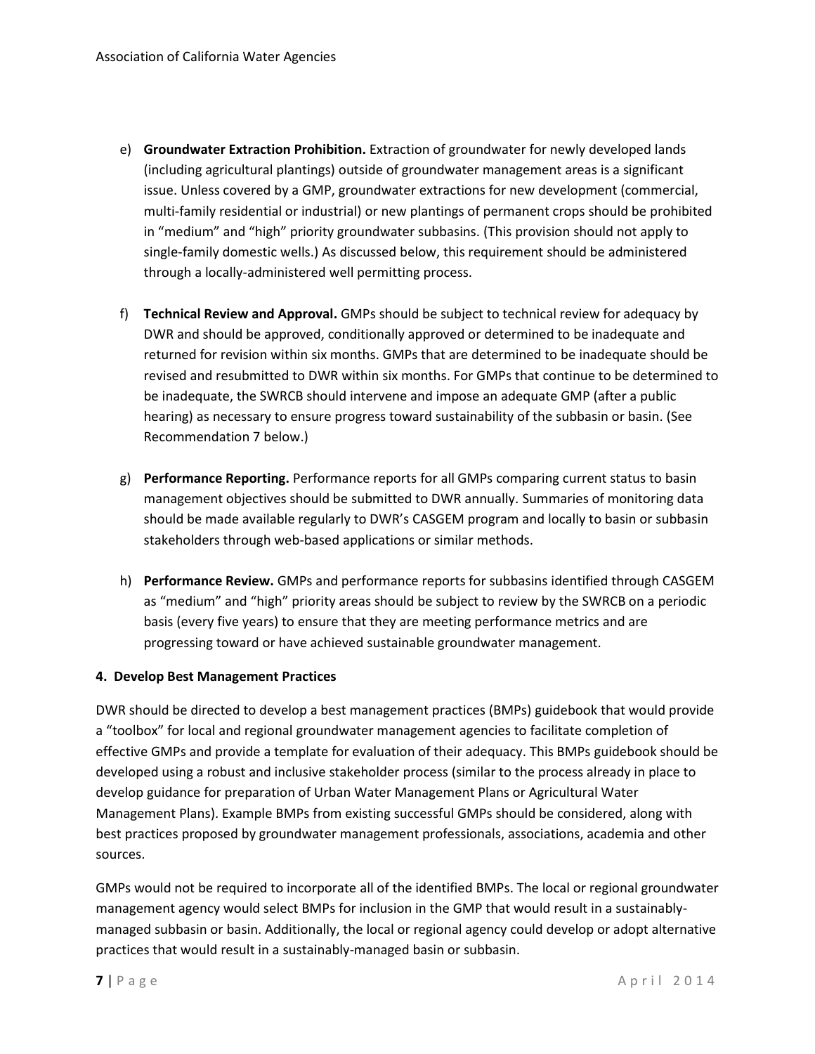e) **Groundwater Extraction Prohibition.** Extraction of groundwater for newly developed lands (including agricultural plantings) outside of groundwater management areas is a significant issue. Unless covered by a GMP, groundwater extractions for new development (commercial, multi-family residential or industrial) or new plantings of permanent crops should be prohibited in "medium" and "high" priority groundwater subbasins. (This provision should not apply to single-family domestic wells.) As discussed below, this requirement should be administered through a locally-administered well permitting process.

f) **Technical Review and Approval.** GMPs should be subject to technical review for adequacy by DWR and should be approved, conditionally approved or determined to be inadequate and returned for revision within six months. GMPs that are determined to be inadequate should be revised and resubmitted to DWR within six months. For GMPs that continue to be determined to be inadequate, the SWRCB should intervene and impose an adequate GMP (after a public hearing) as necessary to ensure progress toward sustainability of the subbasin or basin. (See Recommendation 7 below.)

g) **Performance Reporting.** Performance reports for all GMPs comparing current status to basin management objectives should be submitted to DWR annually. Summaries of monitoring data should be made available regularly to DWR's CASGEM program and locally to basin or subbasin stakeholders through web-based applications or similar methods.

h) **Performance Review.** GMPs and performance reports for subbasins identified through CASGEM as "medium" and "high" priority areas should be subject to review by the SWRCB on a periodic basis (every five years) to ensure that they are meeting performance metrics and are progressing toward or have achieved sustainable groundwater management.

#### 4. Develop Best Management Practices

DWR should be directed to develop a best management practices (BMPs) guidebook that would provide a "toolbox" for local and regional groundwater management agencies to facilitate completion of effective GMPs and provide a template for evaluation of their adequacy. This BMPs guidebook should be developed using a robust and inclusive stakeholder process (similar to the process already in place to develop guidance for preparation of Urban Water Management Plans or Agricultural Water Management Plans). Example BMPs from existing successful GMPs should be considered, along with best practices proposed by groundwater management professionals, associations, academia and other sources.

GMPs would not be required to incorporate all of the identified BMPs. The local or regional groundwater management agency would select BMPs for inclusion in the GMP that would result in a sustainably-managed subbasin or basin. Additionally, the local or regional agency could develop or adopt alternative practices that would result in a sustainably-managed basin or subbasin.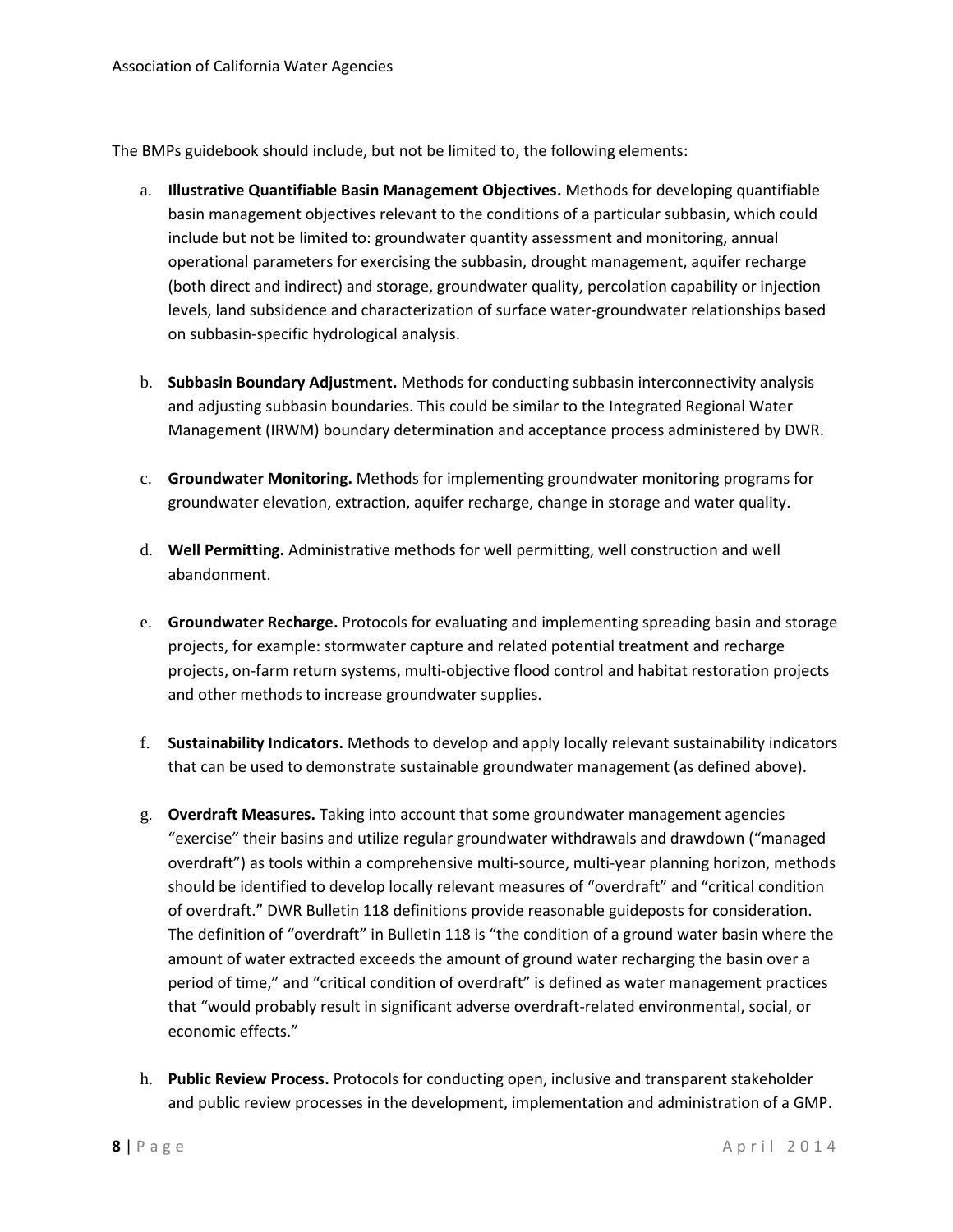The BMPs guidebook should include, but not be limited to, the following elements:

a. **Illustrative Quantifiable Basin Management Objectives.** Methods for developing quantifiable basin management objectives relevant to the conditions of a particular subbasin, which could include but not be limited to: groundwater quantity assessment and monitoring, annual operational parameters for exercising the subbasin, drought management, aquifer recharge (both direct and indirect) and storage, groundwater quality, percolation capability or injection levels, land subsidence and characterization of surface water-groundwater relationships based on subbasin-specific hydrological analysis.

b. **Subbasin Boundary Adjustment.** Methods for conducting subbasin interconnectivity analysis and adjusting subbasin boundaries. This could be similar to the Integrated Regional Water Management (IRWM) boundary determination and acceptance process administered by DWR.

c. **Groundwater Monitoring.** Methods for implementing groundwater monitoring programs for groundwater elevation, extraction, aquifer recharge, change in storage and water quality.

d. **Well Permitting.** Administrative methods for well permitting, well construction and well abandonment.

e. **Groundwater Recharge.** Protocols for evaluating and implementing spreading basin and storage projects, for example: stormwater capture and related potential treatment and recharge projects, on-farm return systems, multi-objective flood control and habitat restoration projects and other methods to increase groundwater supplies.

f. **Sustainability Indicators.** Methods to develop and apply locally relevant sustainability indicators that can be used to demonstrate sustainable groundwater management (as defined above).

g. **Overdraft Measures.** Taking into account that some groundwater management agencies "exercise" their basins and utilize regular groundwater withdrawals and drawdown ("managed overdraft") as tools within a comprehensive multi-source, multi-year planning horizon, methods should be identified to develop locally relevant measures of "overdraft" and "critical condition of overdraft." DWR Bulletin 118 definitions provide reasonable guideposts for consideration. The definition of "overdraft" in Bulletin 118 is "the condition of a ground water basin where the amount of water extracted exceeds the amount of ground water recharging the basin over a period of time," and "critical condition of overdraft" is defined as water management practices that "would probably result in significant adverse overdraft-related environmental, social, or economic effects."

h. **Public Review Process.** Protocols for conducting open, inclusive and transparent stakeholder and public review processes in the development, implementation and administration of a GMP.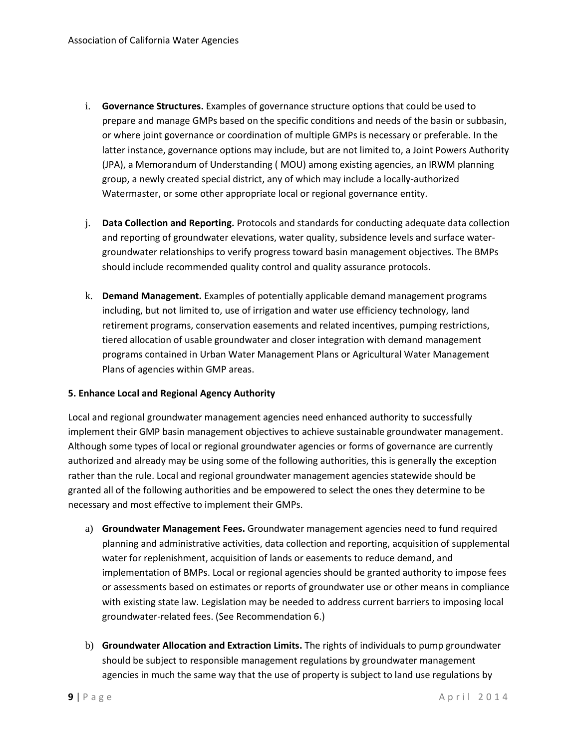i. **Governance Structures.** Examples of governance structure options that could be used to prepare and manage GMPs based on the specific conditions and needs of the basin or subbasin, or where joint governance or coordination of multiple GMPs is necessary or preferable. In the latter instance, governance options may include, but are not limited to, a Joint Powers Authority (JPA), a Memorandum of Understanding ( MOU) among existing agencies, an IRWM planning group, a newly created special district, any of which may include a locally-authorized Watermaster, or some other appropriate local or regional governance entity.

j. **Data Collection and Reporting.** Protocols and standards for conducting adequate data collection and reporting of groundwater elevations, water quality, subsidence levels and surface water-groundwater relationships to verify progress toward basin management objectives. The BMPs should include recommended quality control and quality assurance protocols.

k. **Demand Management.** Examples of potentially applicable demand management programs including, but not limited to, use of irrigation and water use efficiency technology, land retirement programs, conservation easements and related incentives, pumping restrictions, tiered allocation of usable groundwater and closer integration with demand management programs contained in Urban Water Management Plans or Agricultural Water Management Plans of agencies within GMP areas.

**5. Enhance Local and Regional Agency Authority**

Local and regional groundwater management agencies need enhanced authority to successfully implement their GMP basin management objectives to achieve sustainable groundwater management. Although some types of local or regional groundwater agencies or forms of governance are currently authorized and already may be using some of the following authorities, this is generally the exception rather than the rule. Local and regional groundwater management agencies statewide should be granted all of the following authorities and be empowered to select the ones they determine to be necessary and most effective to implement their GMPs.

a) **Groundwater Management Fees.** Groundwater management agencies need to fund required planning and administrative activities, data collection and reporting, acquisition of supplemental water for replenishment, acquisition of lands or easements to reduce demand, and implementation of BMPs. Local or regional agencies should be granted authority to impose fees or assessments based on estimates or reports of groundwater use or other means in compliance with existing state law. Legislation may be needed to address current barriers to imposing local groundwater-related fees. (See Recommendation 6.)

b) **Groundwater Allocation and Extraction Limits.** The rights of individuals to pump groundwater should be subject to responsible management regulations by groundwater management agencies in much the same way that the use of property is subject to land use regulations by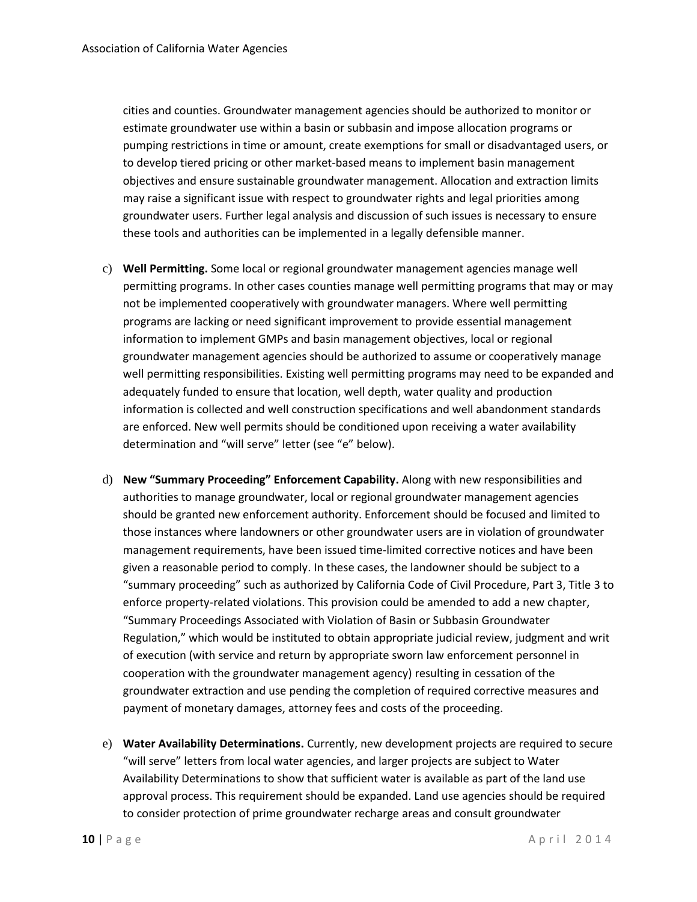cities and counties. Groundwater management agencies should be authorized to monitor or estimate groundwater use within a basin or subbasin and impose allocation programs or pumping restrictions in time or amount, create exemptions for small or disadvantaged users, or to develop tiered pricing or other market-based means to implement basin management objectives and ensure sustainable groundwater management. Allocation and extraction limits may raise a significant issue with respect to groundwater rights and legal priorities among groundwater users. Further legal analysis and discussion of such issues is necessary to ensure these tools and authorities can be implemented in a legally defensible manner.

c) **Well Permitting.** Some local or regional groundwater management agencies manage well permitting programs. In other cases counties manage well permitting programs that may or may not be implemented cooperatively with groundwater managers. Where well permitting programs are lacking or need significant improvement to provide essential management information to implement GMPs and basin management objectives, local or regional groundwater management agencies should be authorized to assume or cooperatively manage well permitting responsibilities. Existing well permitting programs may need to be expanded and adequately funded to ensure that location, well depth, water quality and production information is collected and well construction specifications and well abandonment standards are enforced. New well permits should be conditioned upon receiving a water availability determination and "will serve" letter (see "e" below).

d) **New "Summary Proceeding" Enforcement Capability.** Along with new responsibilities and authorities to manage groundwater, local or regional groundwater management agencies should be granted new enforcement authority. Enforcement should be focused and limited to those instances where landowners or other groundwater users are in violation of groundwater management requirements, have been issued time-limited corrective notices and have been given a reasonable period to comply. In these cases, the landowner should be subject to a "summary proceeding" such as authorized by California Code of Civil Procedure, Part 3, Title 3 to enforce property-related violations. This provision could be amended to add a new chapter, "Summary Proceedings Associated with Violation of Basin or Subbasin Groundwater Regulation," which would be instituted to obtain appropriate judicial review, judgment and writ of execution (with service and return by appropriate sworn law enforcement personnel in cooperation with the groundwater management agency) resulting in cessation of the groundwater extraction and use pending the completion of required corrective measures and payment of monetary damages, attorney fees and costs of the proceeding.

e) **Water Availability Determinations.** Currently, new development projects are required to secure "will serve" letters from local water agencies, and larger projects are subject to Water Availability Determinations to show that sufficient water is available as part of the land use approval process. This requirement should be expanded. Land use agencies should be required to consider protection of prime groundwater recharge areas and consult groundwater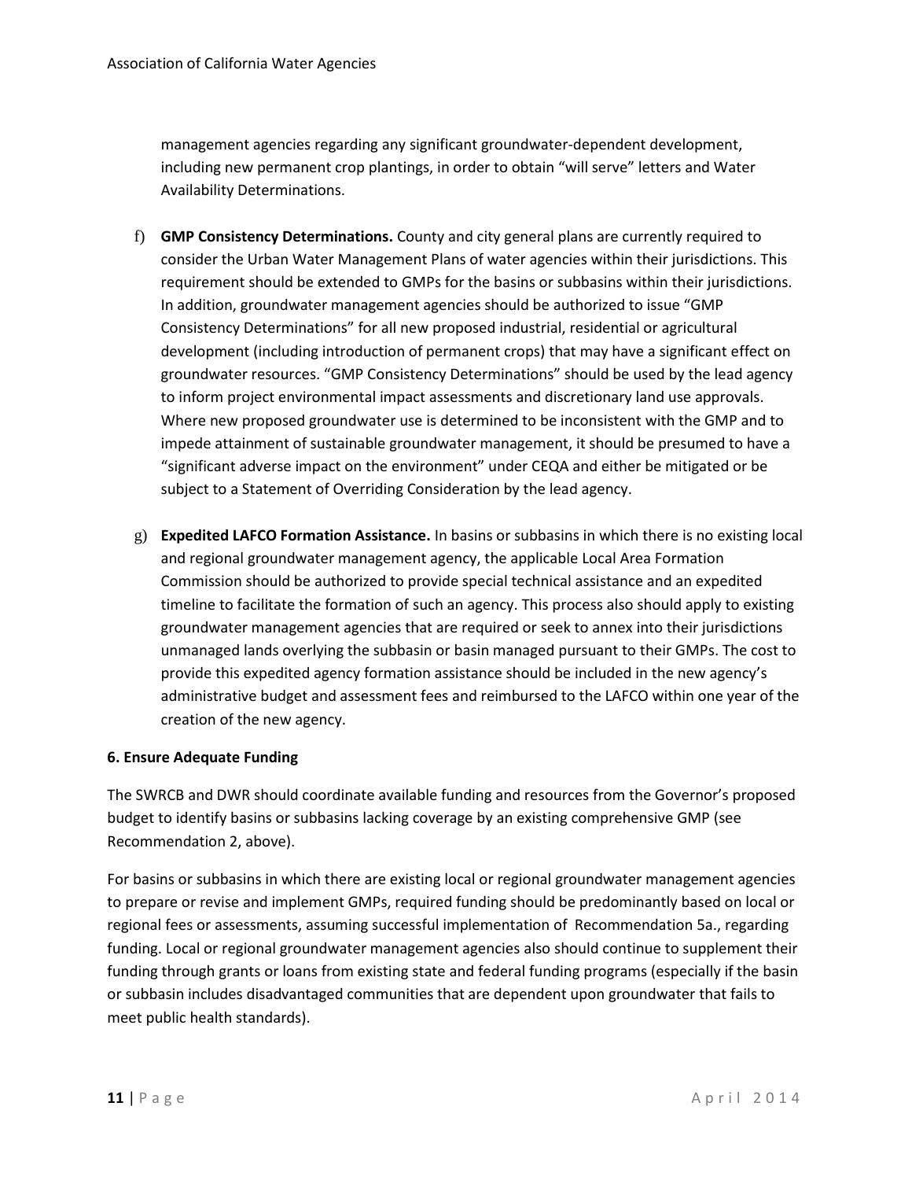management agencies regarding any significant groundwater-dependent development, including new permanent crop plantings, in order to obtain "will serve" letters and Water Availability Determinations.

f) **GMP Consistency Determinations.** County and city general plans are currently required to consider the Urban Water Management Plans of water agencies within their jurisdictions. This requirement should be extended to GMPs for the basins or subbasins within their jurisdictions. In addition, groundwater management agencies should be authorized to issue "GMP Consistency Determinations" for all new proposed industrial, residential or agricultural development (including introduction of permanent crops) that may have a significant effect on groundwater resources. "GMP Consistency Determinations" should be used by the lead agency to inform project environmental impact assessments and discretionary land use approvals. Where new proposed groundwater use is determined to be inconsistent with the GMP and to impede attainment of sustainable groundwater management, it should be presumed to have a "significant adverse impact on the environment" under CEQA and either be mitigated or be subject to a Statement of Overriding Consideration by the lead agency.

g) **Expedited LAFCO Formation Assistance.** In basins or subbasins in which there is no existing local and regional groundwater management agency, the applicable Local Area Formation Commission should be authorized to provide special technical assistance and an expedited timeline to facilitate the formation of such an agency. This process also should apply to existing groundwater management agencies that are required or seek to annex into their jurisdictions unmanaged lands overlying the subbasin or basin managed pursuant to their GMPs. The cost to provide this expedited agency formation assistance should be included in the new agency's administrative budget and assessment fees and reimbursed to the LAFCO within one year of the creation of the new agency.

**6. Ensure Adequate Funding**

The SWRCB and DWR should coordinate available funding and resources from the Governor's proposed budget to identify basins or subbasins lacking coverage by an existing comprehensive GMP (see Recommendation 2, above).

For basins or subbasins in which there are existing local or regional groundwater management agencies to prepare or revise and implement GMPs, required funding should be predominantly based on local or regional fees or assessments, assuming successful implementation of Recommendation 5a., regarding funding. Local or regional groundwater management agencies also should continue to supplement their funding through grants or loans from existing state and federal funding programs (especially if the basin or subbasin includes disadvantaged communities that are dependent upon groundwater that fails to meet public health standards).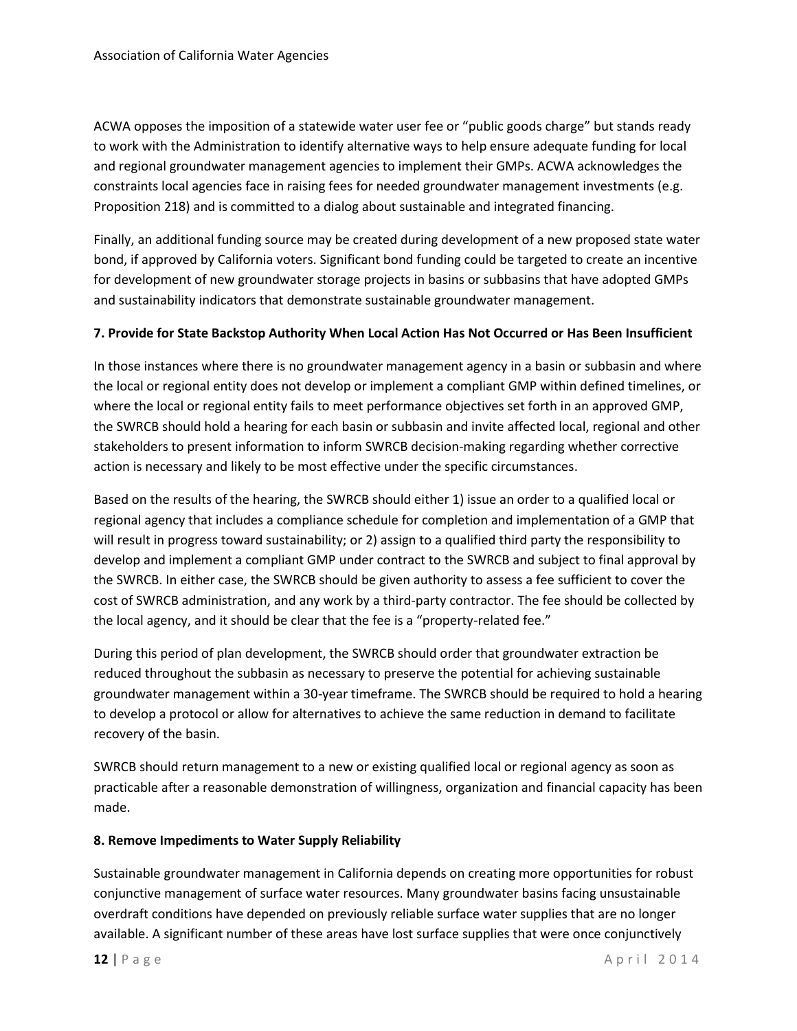ACWA opposes the imposition of a statewide water user fee or "public goods charge" but stands ready to work with the Administration to identify alternative ways to help ensure adequate funding for local and regional groundwater management agencies to implement their GMPs. ACWA acknowledges the constraints local agencies face in raising fees for needed groundwater management investments (e.g. Proposition 218) and is committed to a dialog about sustainable and integrated financing.

Finally, an additional funding source may be created during development of a new proposed state water bond, if approved by California voters. Significant bond funding could be targeted to create an incentive for development of new groundwater storage projects in basins or subbasins that have adopted GMPs and sustainability indicators that demonstrate sustainable groundwater management.

**7. Provide for State Backstop Authority When Local Action Has Not Occurred or Has Been Insufficient**

In those instances where there is no groundwater management agency in a basin or subbasin and where the local or regional entity does not develop or implement a compliant GMP within defined timelines, or where the local or regional entity fails to meet performance objectives set forth in an approved GMP, the SWRCB should hold a hearing for each basin or subbasin and invite affected local, regional and other stakeholders to present information to inform SWRCB decision-making regarding whether corrective action is necessary and likely to be most effective under the specific circumstances.

Based on the results of the hearing, the SWRCB should either 1) issue an order to a qualified local or regional agency that includes a compliance schedule for completion and implementation of a GMP that will result in progress toward sustainability; or 2) assign to a qualified third party the responsibility to develop and implement a compliant GMP under contract to the SWRCB and subject to final approval by the SWRCB. In either case, the SWRCB should be given authority to assess a fee sufficient to cover the cost of SWRCB administration, and any work by a third-party contractor. The fee should be collected by the local agency, and it should be clear that the fee is a "property-related fee."

During this period of plan development, the SWRCB should order that groundwater extraction be reduced throughout the subbasin as necessary to preserve the potential for achieving sustainable groundwater management within a 30-year timeframe. The SWRCB should be required to hold a hearing to develop a protocol or allow for alternatives to achieve the same reduction in demand to facilitate recovery of the basin.

SWRCB should return management to a new or existing qualified local or regional agency as soon as practicable after a reasonable demonstration of willingness, organization and financial capacity has been made.

**8. Remove Impediments to Water Supply Reliability**

Sustainable groundwater management in California depends on creating more opportunities for robust conjunctive management of surface water resources. Many groundwater basins facing unsustainable overdraft conditions have depended on previously reliable surface water supplies that are no longer available. A significant number of these areas have lost surface supplies that were once conjunctively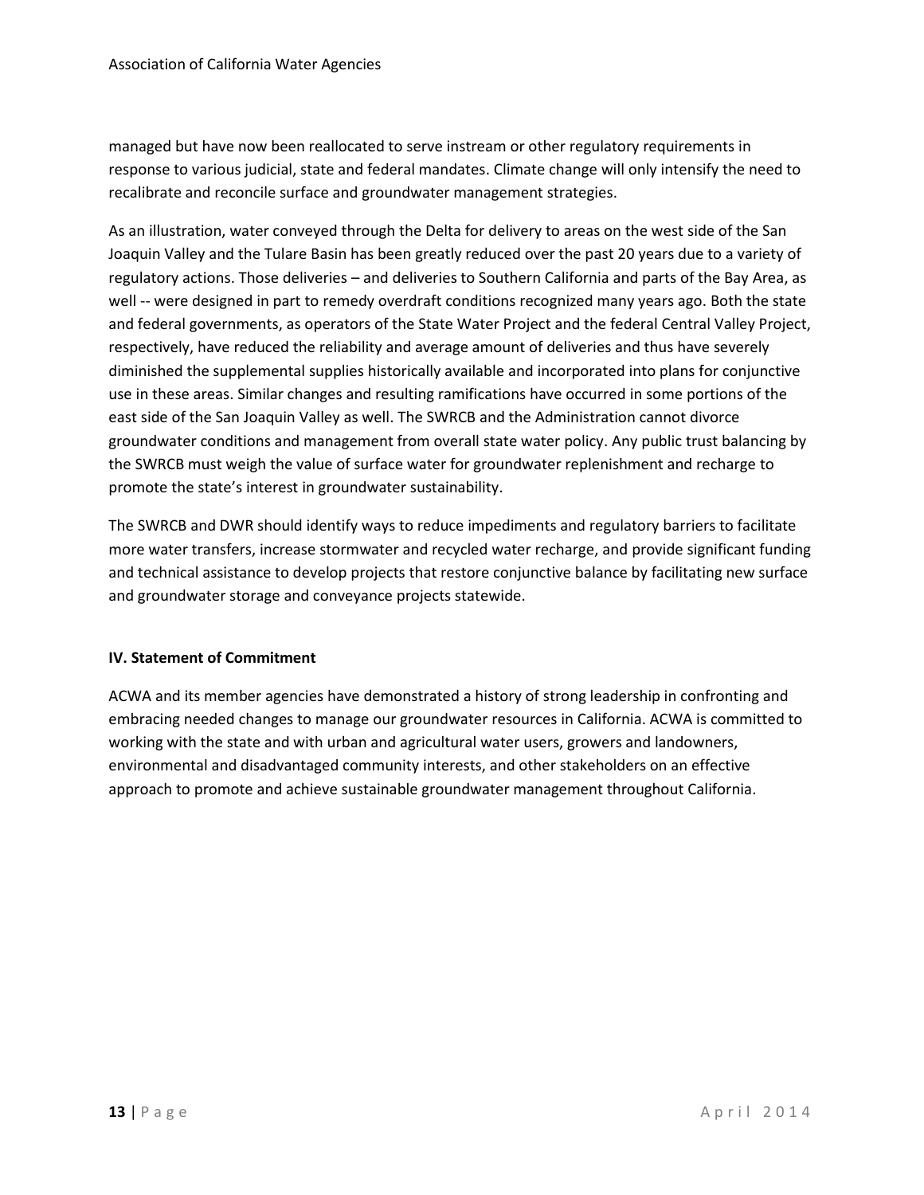managed but have now been reallocated to serve instream or other regulatory requirements in response to various judicial, state and federal mandates. Climate change will only intensify the need to recalibrate and reconcile surface and groundwater management strategies.

As an illustration, water conveyed through the Delta for delivery to areas on the west side of the San Joaquin Valley and the Tulare Basin has been greatly reduced over the past 20 years due to a variety of regulatory actions. Those deliveries – and deliveries to Southern California and parts of the Bay Area, as well -- were designed in part to remedy overdraft conditions recognized many years ago. Both the state and federal governments, as operators of the State Water Project and the federal Central Valley Project, respectively, have reduced the reliability and average amount of deliveries and thus have severely diminished the supplemental supplies historically available and incorporated into plans for conjunctive use in these areas. Similar changes and resulting ramifications have occurred in some portions of the east side of the San Joaquin Valley as well. The SWRCB and the Administration cannot divorce groundwater conditions and management from overall state water policy. Any public trust balancing by the SWRCB must weigh the value of surface water for groundwater replenishment and recharge to promote the state's interest in groundwater sustainability.

The SWRCB and DWR should identify ways to reduce impediments and regulatory barriers to facilitate more water transfers, increase stormwater and recycled water recharge, and provide significant funding and technical assistance to develop projects that restore conjunctive balance by facilitating new surface and groundwater storage and conveyance projects statewide.

## IV. Statement of Commitment

ACWA and its member agencies have demonstrated a history of strong leadership in confronting and embracing needed changes to manage our groundwater resources in California. ACWA is committed to working with the state and with urban and agricultural water users, growers and landowners, environmental and disadvantaged community interests, and other stakeholders on an effective approach to promote and achieve sustainable groundwater management throughout California.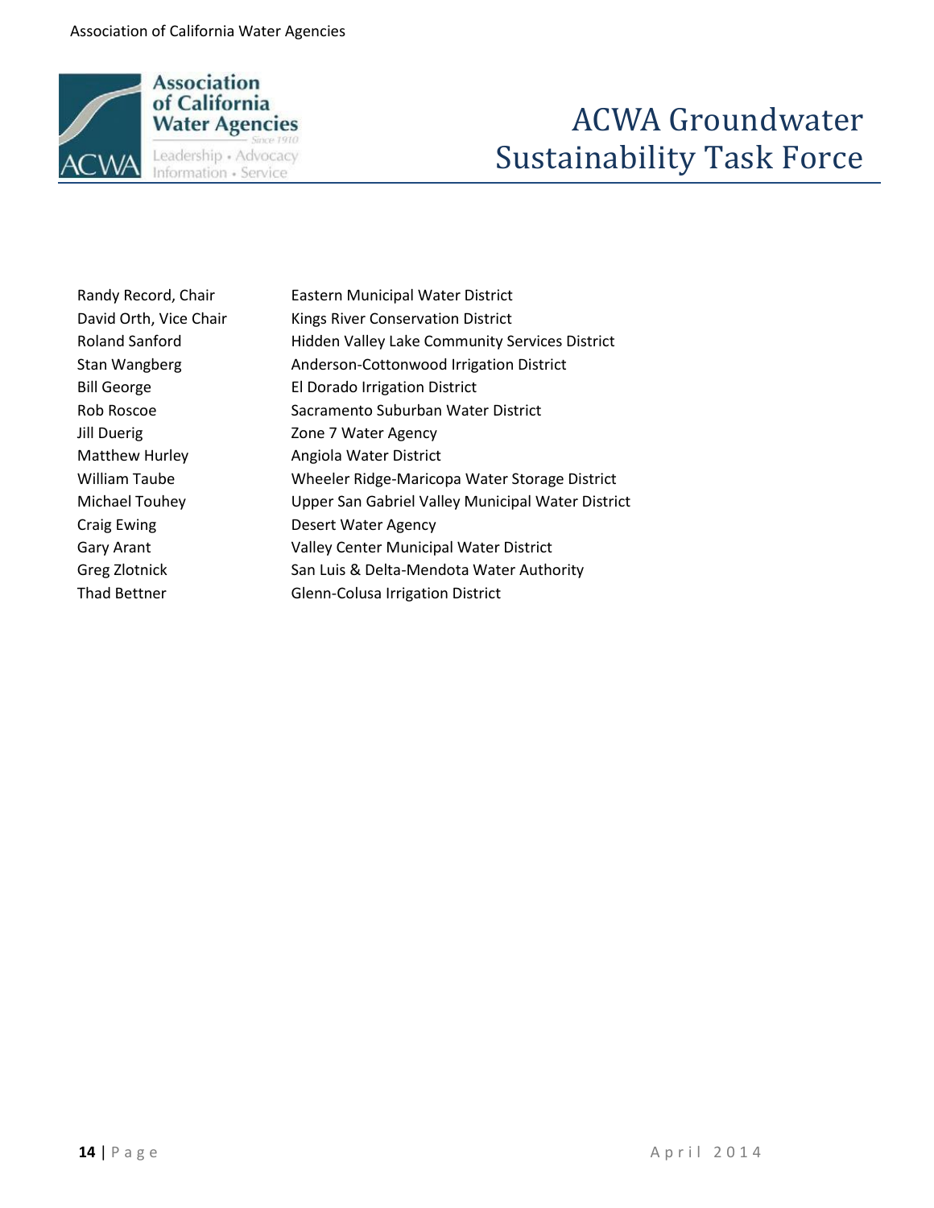# ACWA Groundwater Sustainability Task Force

| | |
|---|---|
| Randy Record, Chair | Eastern Municipal Water District |
| David Orth, Vice Chair | Kings River Conservation District |
| Roland Sanford | Hidden Valley Lake Community Services District |
| Stan Wangberg | Anderson-Cottonwood Irrigation District |
| Bill George | El Dorado Irrigation District |
| Rob Roscoe | Sacramento Suburban Water District |
| Jill Duerig | Zone 7 Water Agency |
| Matthew Hurley | Angiola Water District |
| William Taube | Wheeler Ridge-Maricopa Water Storage District |
| Michael Touhey | Upper San Gabriel Valley Municipal Water District |
| Craig Ewing | Desert Water Agency |
| Gary Arant | Valley Center Municipal Water District |
| Greg Zlotnick | San Luis & Delta-Mendota Water Authority |
| Thad Bettner | Glenn-Colusa Irrigation District |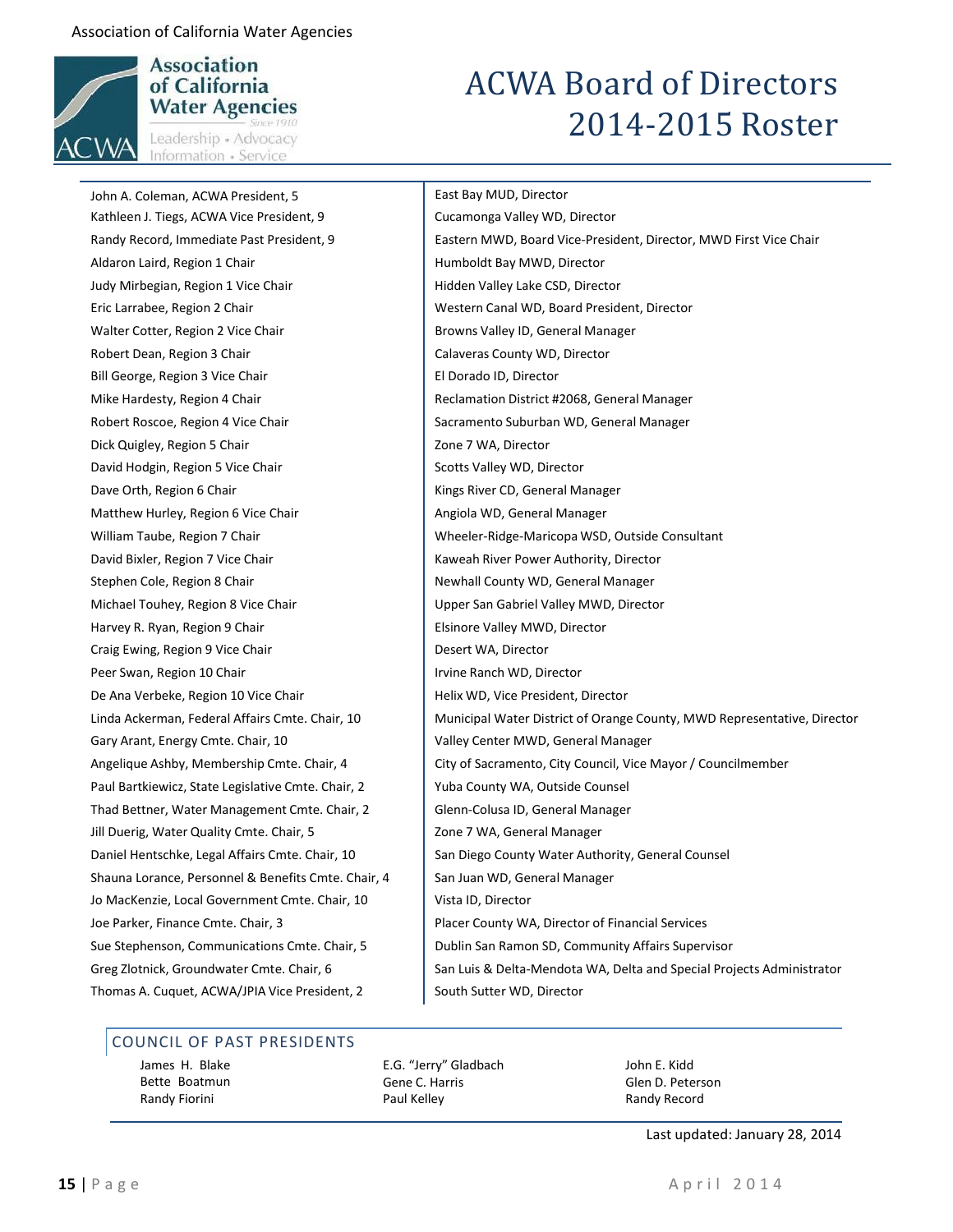# ACWA Board of Directors 2014-2015 Roster

| | |
|---|---|
| John A. Coleman, ACWA President, 5 | East Bay MUD, Director |
| Kathleen J. Tiegs, ACWA Vice President, 9 | Cucamonga Valley WD, Director |
| Randy Record, Immediate Past President, 9 | Eastern MWD, Board Vice-President, Director, MWD First Vice Chair |
| Aldaron Laird, Region 1 Chair | Humboldt Bay MWD, Director |
| Judy Mirbegian, Region 1 Vice Chair | Hidden Valley Lake CSD, Director |
| Eric Larrabee, Region 2 Chair | Western Canal WD, Board President, Director |
| Walter Cotter, Region 2 Vice Chair | Browns Valley ID, General Manager |
| Robert Dean, Region 3 Chair | Calaveras County WD, Director |
| Bill George, Region 3 Vice Chair | El Dorado ID, Director |
| Mike Hardesty, Region 4 Chair | Reclamation District #2068, General Manager |
| Robert Roscoe, Region 4 Vice Chair | Sacramento Suburban WD, General Manager |
| Dick Quigley, Region 5 Chair | Zone 7 WA, Director |
| David Hodgin, Region 5 Vice Chair | Scotts Valley WD, Director |
| Dave Orth, Region 6 Chair | Kings River CD, General Manager |
| Matthew Hurley, Region 6 Vice Chair | Angiola WD, General Manager |
| William Taube, Region 7 Chair | Wheeler-Ridge-Maricopa WSD, Outside Consultant |
| David Bixler, Region 7 Vice Chair | Kaweah River Power Authority, Director |
| Stephen Cole, Region 8 Chair | Newhall County WD, General Manager |
| Michael Touhey, Region 8 Vice Chair | Upper San Gabriel Valley MWD, Director |
| Harvey R. Ryan, Region 9 Chair | Elsinore Valley MWD, Director |
| Craig Ewing, Region 9 Vice Chair | Desert WA, Director |
| Peer Swan, Region 10 Chair | Irvine Ranch WD, Director |
| De Ana Verbeke, Region 10 Vice Chair | Helix WD, Vice President, Director |
| Linda Ackerman, Federal Affairs Cmte. Chair, 10 | Municipal Water District of Orange County, MWD Representative, Director |
| Gary Arant, Energy Cmte. Chair, 10 | Valley Center MWD, General Manager |
| Angelique Ashby, Membership Cmte. Chair, 4 | City of Sacramento, City Council, Vice Mayor / Councilmember |
| Paul Bartkiewicz, State Legislative Cmte. Chair, 2 | Yuba County WA, Outside Counsel |
| Thad Bettner, Water Management Cmte. Chair, 2 | Glenn-Colusa ID, General Manager |
| Jill Duerig, Water Quality Cmte. Chair, 5 | Zone 7 WA, General Manager |
| Daniel Hentschke, Legal Affairs Cmte. Chair, 10 | San Diego County Water Authority, General Counsel |
| Shauna Lorance, Personnel & Benefits Cmte. Chair, 4 | San Juan WD, General Manager |
| Jo MacKenzie, Local Government Cmte. Chair, 10 | Vista ID, Director |
| Joe Parker, Finance Cmte. Chair, 3 | Placer County WA, Director of Financial Services |
| Sue Stephenson, Communications Cmte. Chair, 5 | Dublin San Ramon SD, Community Affairs Supervisor |
| Greg Zlotnick, Groundwater Cmte. Chair, 6 | San Luis & Delta-Mendota WA, Delta and Special Projects Administrator |
| Thomas A. Cuquet, ACWA/JPIA Vice President, 2 | South Sutter WD, Director |

## COUNCIL OF PAST PRESIDENTS

James H. Blake
Bette Boatmun
Randy Fiorini
E.G. "Jerry" Gladbach
Gene C. Harris
Paul Kelley
John E. Kidd
Glen D. Peterson
Randy Record

Last updated: January 28, 2014